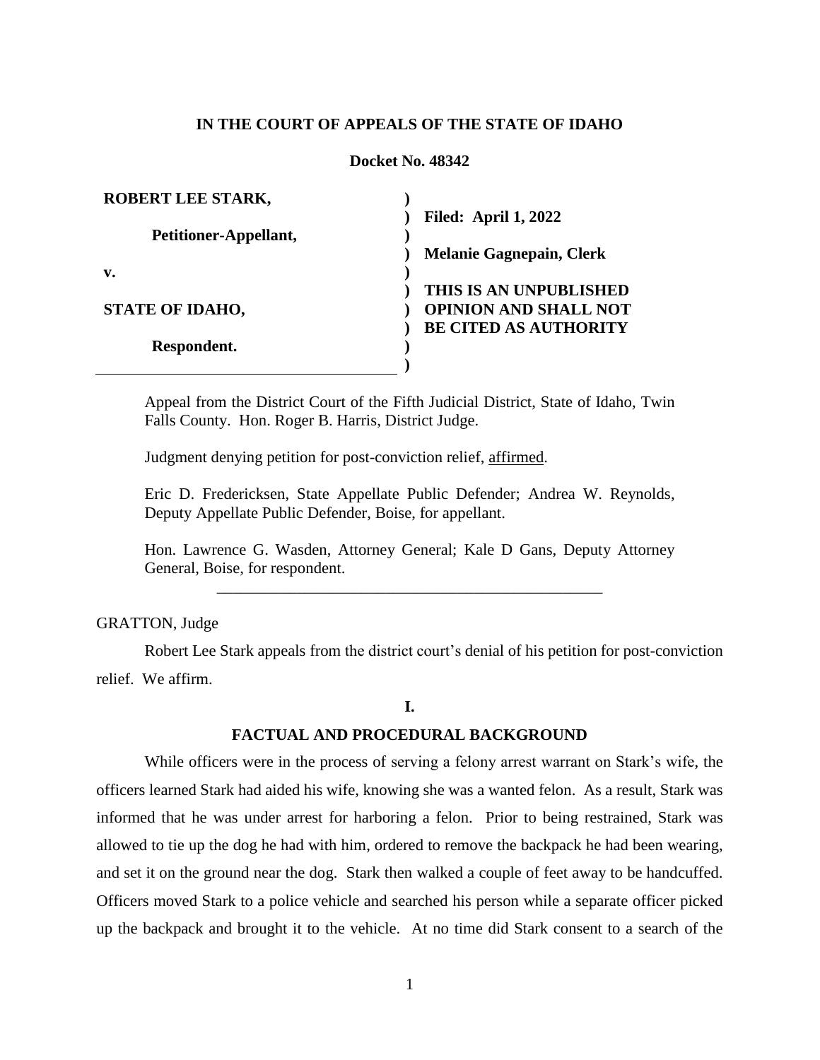**IN THE COURT OF APPEALS OF THE STATE OF IDAHO**

**Docket No. 48342**

| | |
|---|---|
| **ROBERT LEE STARK,** | |
| | **Filed: April 1, 2022** |
| **Petitioner-Appellant,** | |
| | **Melanie Gagnepain, Clerk** |
| **v.** | |
| | **THIS IS AN UNPUBLISHED** |
| **STATE OF IDAHO,** | **OPINION AND SHALL NOT** |
| | **BE CITED AS AUTHORITY** |
| **Respondent.** | |

Appeal from the District Court of the Fifth Judicial District, State of Idaho, Twin Falls County. Hon. Roger B. Harris, District Judge.

Judgment denying petition for post-conviction relief, affirmed.

Eric D. Fredericksen, State Appellate Public Defender; Andrea W. Reynolds, Deputy Appellate Public Defender, Boise, for appellant.

Hon. Lawrence G. Wasden, Attorney General; Kale D Gans, Deputy Attorney General, Boise, for respondent.

---

GRATTON, Judge

Robert Lee Stark appeals from the district court's denial of his petition for post-conviction relief. We affirm.

## I.

## FACTUAL AND PROCEDURAL BACKGROUND

While officers were in the process of serving a felony arrest warrant on Stark's wife, the officers learned Stark had aided his wife, knowing she was a wanted felon. As a result, Stark was informed that he was under arrest for harboring a felon. Prior to being restrained, Stark was allowed to tie up the dog he had with him, ordered to remove the backpack he had been wearing, and set it on the ground near the dog. Stark then walked a couple of feet away to be handcuffed. Officers moved Stark to a police vehicle and searched his person while a separate officer picked up the backpack and brought it to the vehicle. At no time did Stark consent to a search of the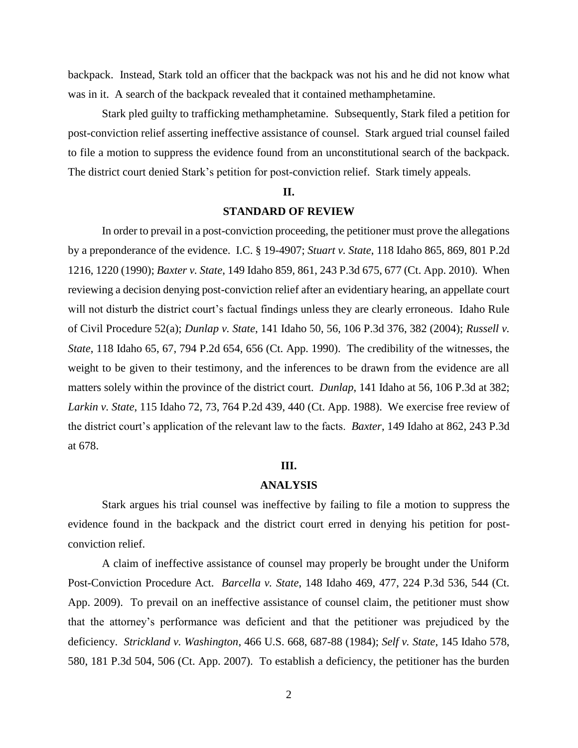backpack. Instead, Stark told an officer that the backpack was not his and he did not know what was in it. A search of the backpack revealed that it contained methamphetamine.

Stark pled guilty to trafficking methamphetamine. Subsequently, Stark filed a petition for post-conviction relief asserting ineffective assistance of counsel. Stark argued trial counsel failed to file a motion to suppress the evidence found from an unconstitutional search of the backpack. The district court denied Stark's petition for post-conviction relief. Stark timely appeals.

## II.

## STANDARD OF REVIEW

In order to prevail in a post-conviction proceeding, the petitioner must prove the allegations by a preponderance of the evidence. I.C. § 19-4907; *Stuart v. State*, 118 Idaho 865, 869, 801 P.2d 1216, 1220 (1990); *Baxter v. State*, 149 Idaho 859, 861, 243 P.3d 675, 677 (Ct. App. 2010). When reviewing a decision denying post-conviction relief after an evidentiary hearing, an appellate court will not disturb the district court's factual findings unless they are clearly erroneous. Idaho Rule of Civil Procedure 52(a); *Dunlap v. State*, 141 Idaho 50, 56, 106 P.3d 376, 382 (2004); *Russell v. State*, 118 Idaho 65, 67, 794 P.2d 654, 656 (Ct. App. 1990). The credibility of the witnesses, the weight to be given to their testimony, and the inferences to be drawn from the evidence are all matters solely within the province of the district court. *Dunlap*, 141 Idaho at 56, 106 P.3d at 382; *Larkin v. State*, 115 Idaho 72, 73, 764 P.2d 439, 440 (Ct. App. 1988). We exercise free review of the district court's application of the relevant law to the facts. *Baxter*, 149 Idaho at 862, 243 P.3d at 678.

## III.

## ANALYSIS

Stark argues his trial counsel was ineffective by failing to file a motion to suppress the evidence found in the backpack and the district court erred in denying his petition for post-conviction relief.

A claim of ineffective assistance of counsel may properly be brought under the Uniform Post-Conviction Procedure Act. *Barcella v. State*, 148 Idaho 469, 477, 224 P.3d 536, 544 (Ct. App. 2009). To prevail on an ineffective assistance of counsel claim, the petitioner must show that the attorney's performance was deficient and that the petitioner was prejudiced by the deficiency. *Strickland v. Washington*, 466 U.S. 668, 687-88 (1984); *Self v. State*, 145 Idaho 578, 580, 181 P.3d 504, 506 (Ct. App. 2007). To establish a deficiency, the petitioner has the burden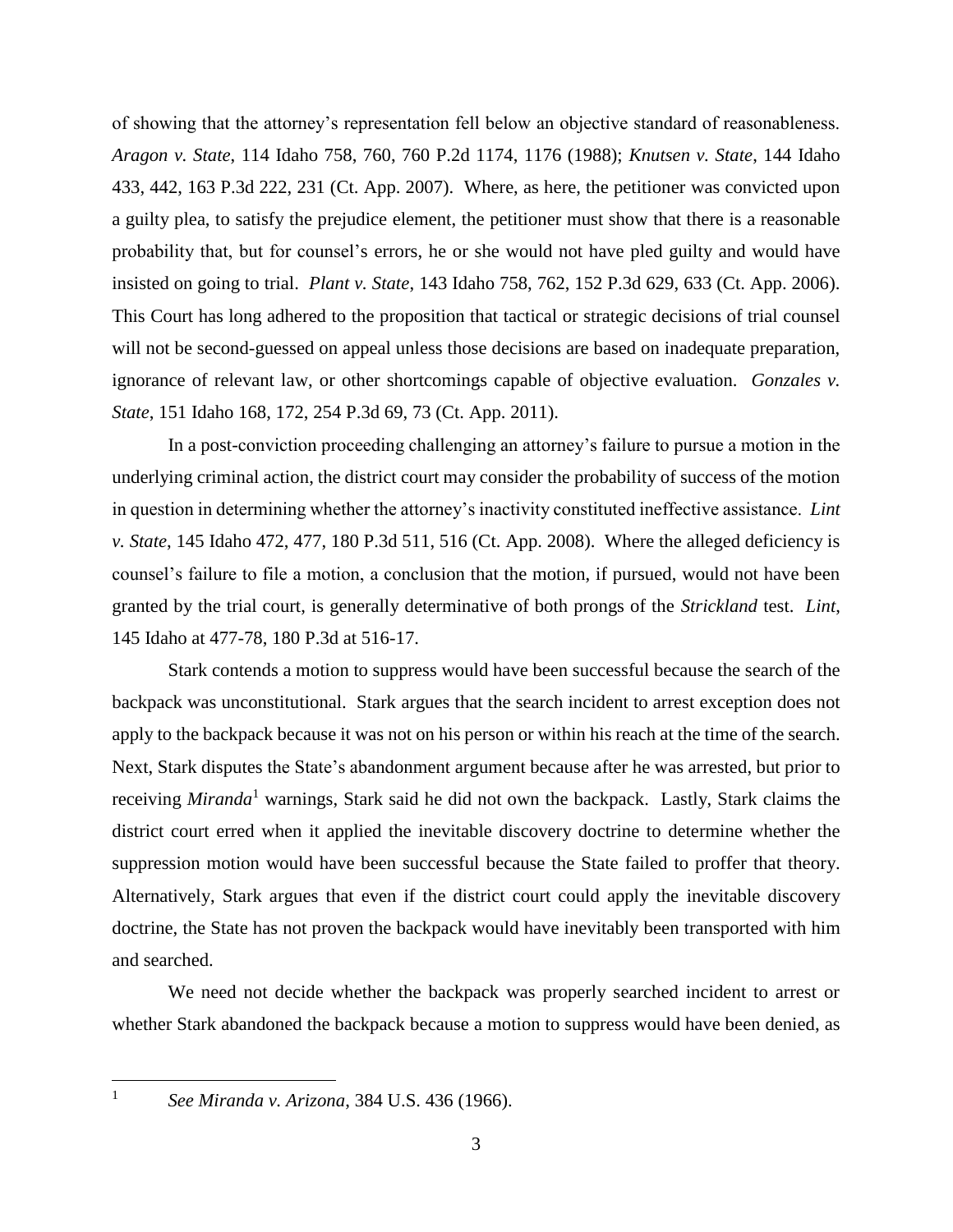of showing that the attorney's representation fell below an objective standard of reasonableness. *Aragon v. State*, 114 Idaho 758, 760, 760 P.2d 1174, 1176 (1988); *Knutsen v. State*, 144 Idaho 433, 442, 163 P.3d 222, 231 (Ct. App. 2007). Where, as here, the petitioner was convicted upon a guilty plea, to satisfy the prejudice element, the petitioner must show that there is a reasonable probability that, but for counsel's errors, he or she would not have pled guilty and would have insisted on going to trial. *Plant v. State*, 143 Idaho 758, 762, 152 P.3d 629, 633 (Ct. App. 2006). This Court has long adhered to the proposition that tactical or strategic decisions of trial counsel will not be second-guessed on appeal unless those decisions are based on inadequate preparation, ignorance of relevant law, or other shortcomings capable of objective evaluation. *Gonzales v. State*, 151 Idaho 168, 172, 254 P.3d 69, 73 (Ct. App. 2011).

In a post-conviction proceeding challenging an attorney's failure to pursue a motion in the underlying criminal action, the district court may consider the probability of success of the motion in question in determining whether the attorney's inactivity constituted ineffective assistance. *Lint v. State*, 145 Idaho 472, 477, 180 P.3d 511, 516 (Ct. App. 2008). Where the alleged deficiency is counsel's failure to file a motion, a conclusion that the motion, if pursued, would not have been granted by the trial court, is generally determinative of both prongs of the *Strickland* test. *Lint*, 145 Idaho at 477-78, 180 P.3d at 516-17.

Stark contends a motion to suppress would have been successful because the search of the backpack was unconstitutional. Stark argues that the search incident to arrest exception does not apply to the backpack because it was not on his person or within his reach at the time of the search. Next, Stark disputes the State's abandonment argument because after he was arrested, but prior to receiving *Miranda*[1] warnings, Stark said he did not own the backpack. Lastly, Stark claims the district court erred when it applied the inevitable discovery doctrine to determine whether the suppression motion would have been successful because the State failed to proffer that theory. Alternatively, Stark argues that even if the district court could apply the inevitable discovery doctrine, the State has not proven the backpack would have inevitably been transported with him and searched.

We need not decide whether the backpack was properly searched incident to arrest or whether Stark abandoned the backpack because a motion to suppress would have been denied, as

[1] *See Miranda v. Arizona*, 384 U.S. 436 (1966).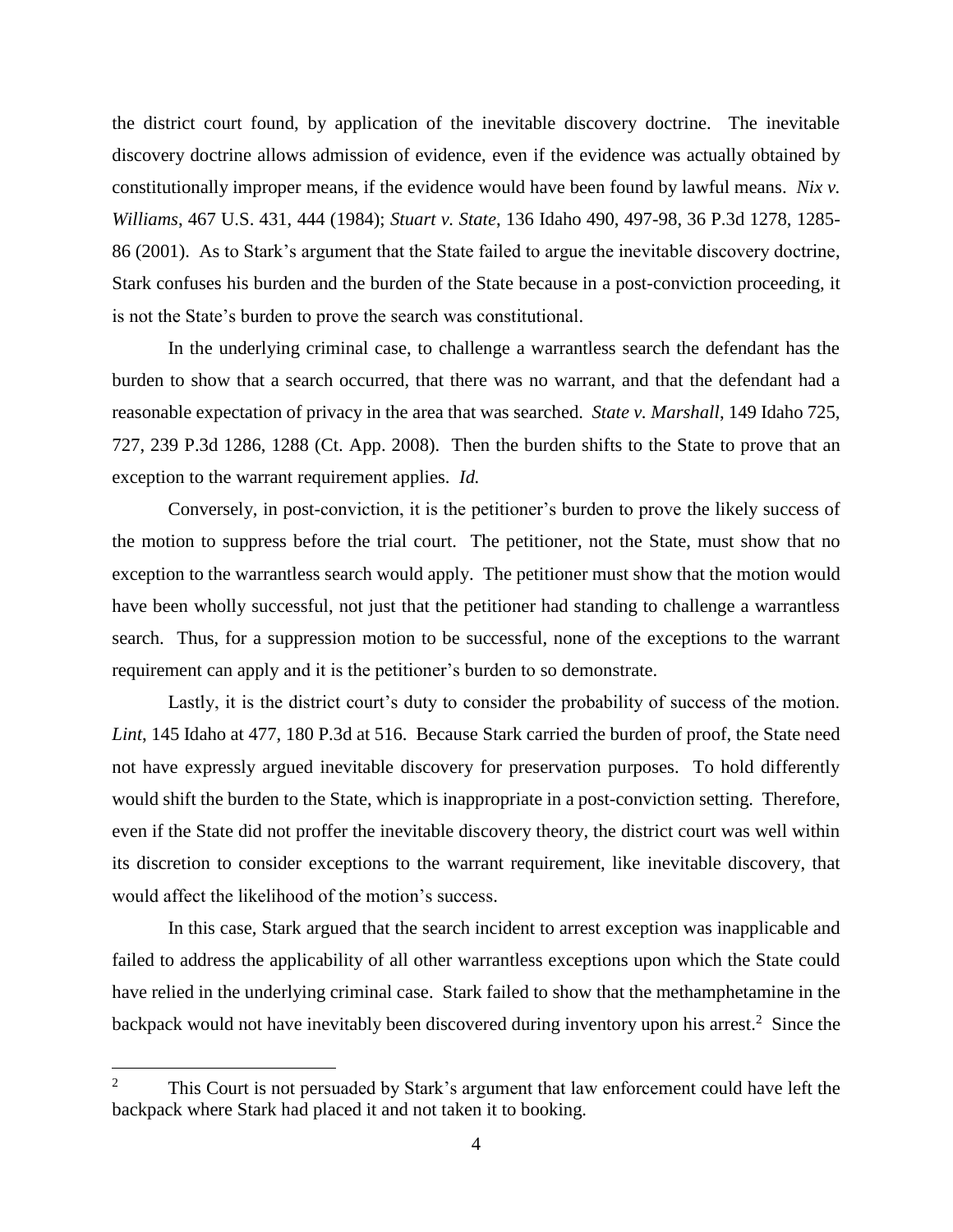the district court found, by application of the inevitable discovery doctrine. The inevitable discovery doctrine allows admission of evidence, even if the evidence was actually obtained by constitutionally improper means, if the evidence would have been found by lawful means. *Nix v. Williams*, 467 U.S. 431, 444 (1984); *Stuart v. State*, 136 Idaho 490, 497-98, 36 P.3d 1278, 1285-86 (2001). As to Stark's argument that the State failed to argue the inevitable discovery doctrine, Stark confuses his burden and the burden of the State because in a post-conviction proceeding, it is not the State's burden to prove the search was constitutional.

In the underlying criminal case, to challenge a warrantless search the defendant has the burden to show that a search occurred, that there was no warrant, and that the defendant had a reasonable expectation of privacy in the area that was searched. *State v. Marshall*, 149 Idaho 725, 727, 239 P.3d 1286, 1288 (Ct. App. 2008). Then the burden shifts to the State to prove that an exception to the warrant requirement applies. *Id.*

Conversely, in post-conviction, it is the petitioner's burden to prove the likely success of the motion to suppress before the trial court. The petitioner, not the State, must show that no exception to the warrantless search would apply. The petitioner must show that the motion would have been wholly successful, not just that the petitioner had standing to challenge a warrantless search. Thus, for a suppression motion to be successful, none of the exceptions to the warrant requirement can apply and it is the petitioner's burden to so demonstrate.

Lastly, it is the district court's duty to consider the probability of success of the motion. *Lint*, 145 Idaho at 477, 180 P.3d at 516. Because Stark carried the burden of proof, the State need not have expressly argued inevitable discovery for preservation purposes. To hold differently would shift the burden to the State, which is inappropriate in a post-conviction setting. Therefore, even if the State did not proffer the inevitable discovery theory, the district court was well within its discretion to consider exceptions to the warrant requirement, like inevitable discovery, that would affect the likelihood of the motion's success.

In this case, Stark argued that the search incident to arrest exception was inapplicable and failed to address the applicability of all other warrantless exceptions upon which the State could have relied in the underlying criminal case. Stark failed to show that the methamphetamine in the backpack would not have inevitably been discovered during inventory upon his arrest.[2] Since the

[2] This Court is not persuaded by Stark's argument that law enforcement could have left the backpack where Stark had placed it and not taken it to booking.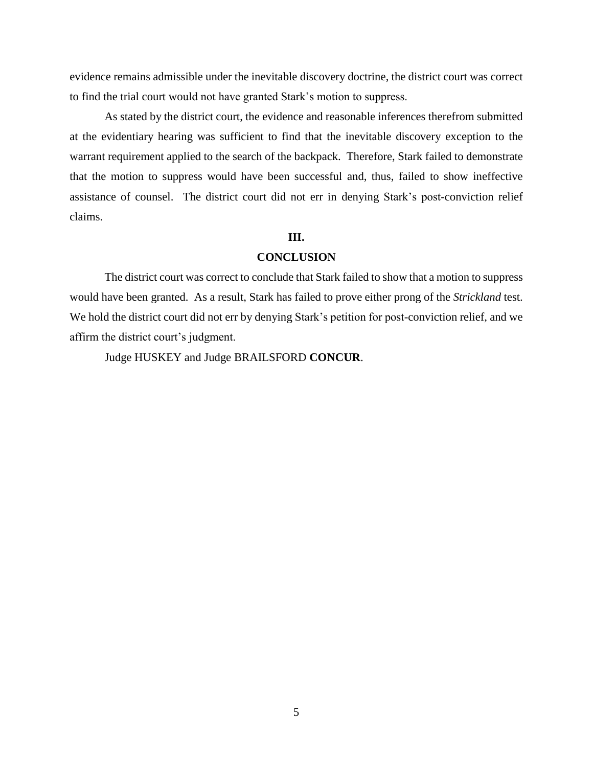evidence remains admissible under the inevitable discovery doctrine, the district court was correct to find the trial court would not have granted Stark's motion to suppress.

As stated by the district court, the evidence and reasonable inferences therefrom submitted at the evidentiary hearing was sufficient to find that the inevitable discovery exception to the warrant requirement applied to the search of the backpack. Therefore, Stark failed to demonstrate that the motion to suppress would have been successful and, thus, failed to show ineffective assistance of counsel. The district court did not err in denying Stark's post-conviction relief claims.

## III.

## CONCLUSION

The district court was correct to conclude that Stark failed to show that a motion to suppress would have been granted. As a result, Stark has failed to prove either prong of the *Strickland* test. We hold the district court did not err by denying Stark's petition for post-conviction relief, and we affirm the district court's judgment.

Judge HUSKEY and Judge BRAILSFORD **CONCUR**.